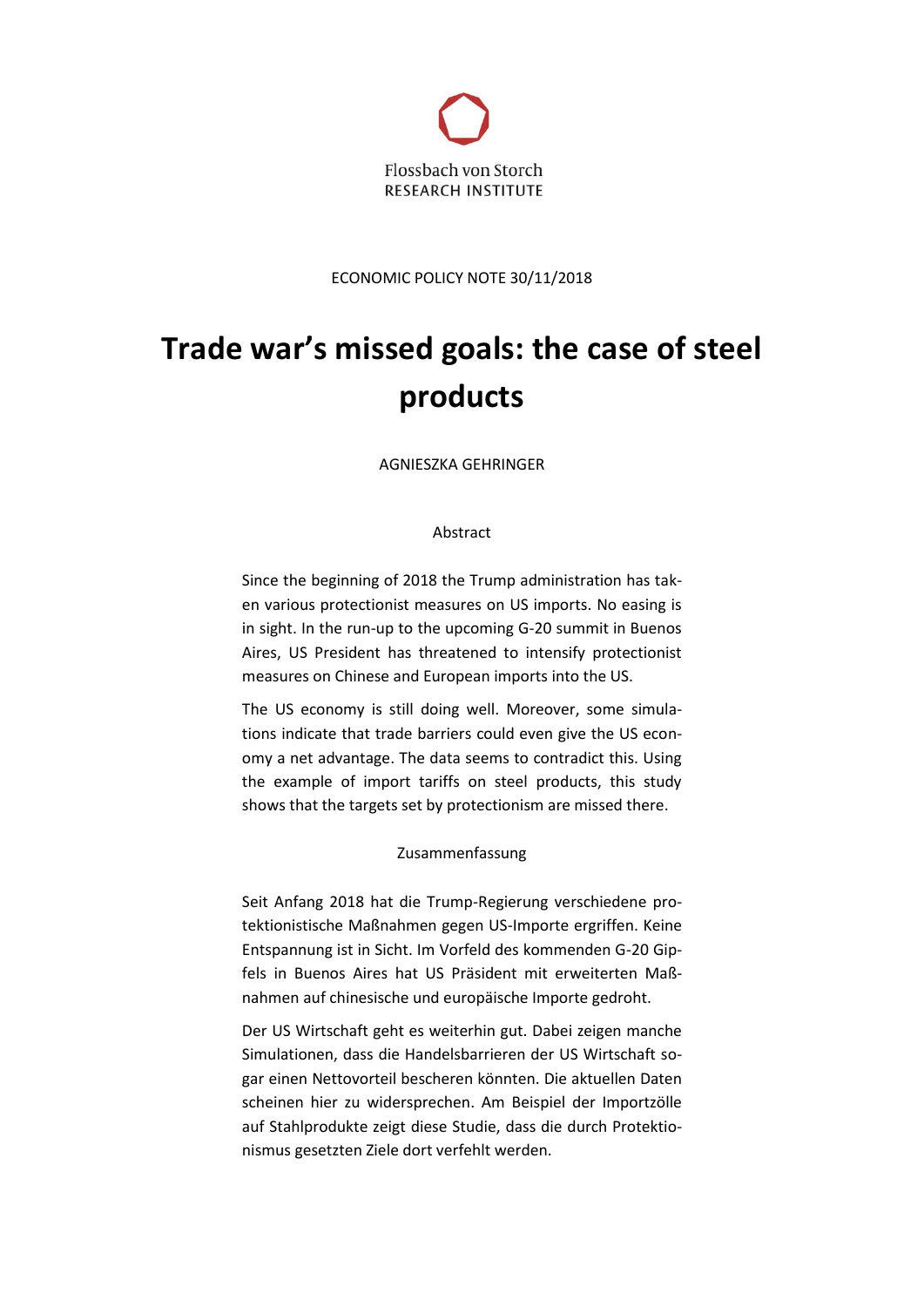Flossbach von Storch
RESEARCH INSTITUTE

ECONOMIC POLICY NOTE 30/11/2018

# Trade war's missed goals: the case of steel products

AGNIESZKA GEHRINGER

## Abstract

Since the beginning of 2018 the Trump administration has taken various protectionist measures on US imports. No easing is in sight. In the run-up to the upcoming G-20 summit in Buenos Aires, US President has threatened to intensify protectionist measures on Chinese and European imports into the US.

The US economy is still doing well. Moreover, some simulations indicate that trade barriers could even give the US economy a net advantage. The data seems to contradict this. Using the example of import tariffs on steel products, this study shows that the targets set by protectionism are missed there.

## Zusammenfassung

Seit Anfang 2018 hat die Trump-Regierung verschiedene protektionistische Maßnahmen gegen US-Importe ergriffen. Keine Entspannung ist in Sicht. Im Vorfeld des kommenden G-20 Gipfels in Buenos Aires hat US Präsident mit erweiterten Maßnahmen auf chinesische und europäische Importe gedroht.

Der US Wirtschaft geht es weiterhin gut. Dabei zeigen manche Simulationen, dass die Handelsbarrieren der US Wirtschaft sogar einen Nettovorteil bescheren könnten. Die aktuellen Daten scheinen hier zu widersprechen. Am Beispiel der Importzölle auf Stahlprodukte zeigt diese Studie, dass die durch Protektionismus gesetzten Ziele dort verfehlt werden.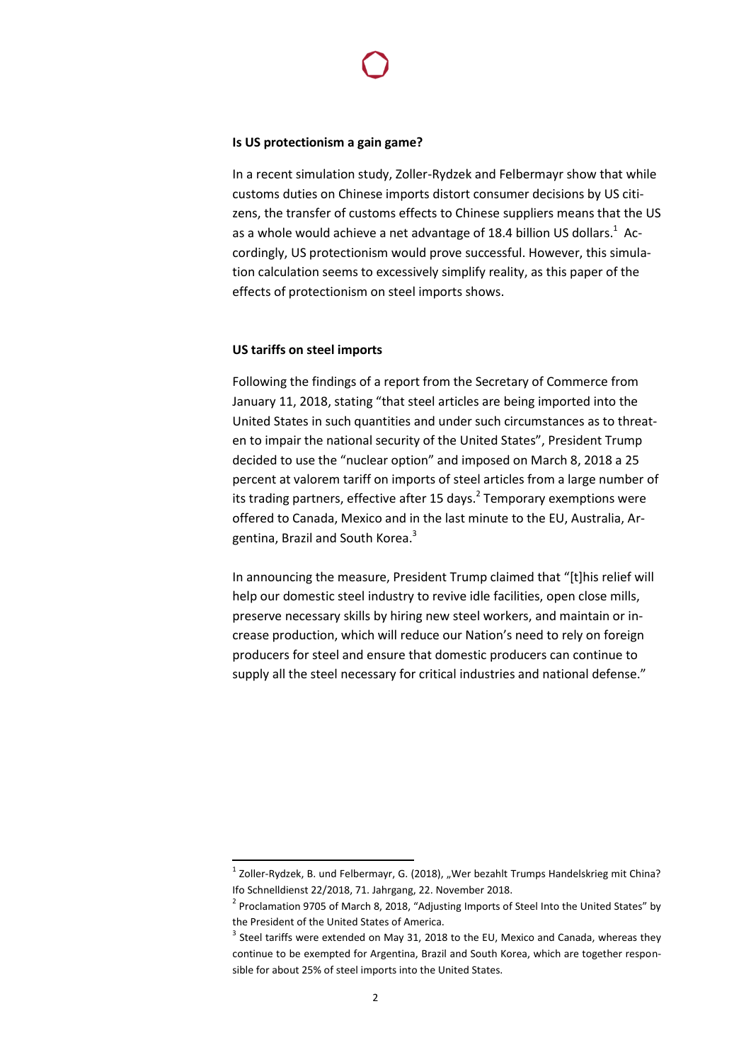### Is US protectionism a gain game?

In a recent simulation study, Zoller-Rydzek and Felbermayr show that while customs duties on Chinese imports distort consumer decisions by US citizens, the transfer of customs effects to Chinese suppliers means that the US as a whole would achieve a net advantage of 18.4 billion US dollars.[1] Accordingly, US protectionism would prove successful. However, this simulation calculation seems to excessively simplify reality, as this paper of the effects of protectionism on steel imports shows.

### US tariffs on steel imports

Following the findings of a report from the Secretary of Commerce from January 11, 2018, stating "that steel articles are being imported into the United States in such quantities and under such circumstances as to threaten to impair the national security of the United States", President Trump decided to use the "nuclear option" and imposed on March 8, 2018 a 25 percent at valorem tariff on imports of steel articles from a large number of its trading partners, effective after 15 days.[2] Temporary exemptions were offered to Canada, Mexico and in the last minute to the EU, Australia, Argentina, Brazil and South Korea.[3]

In announcing the measure, President Trump claimed that "[t]his relief will help our domestic steel industry to revive idle facilities, open close mills, preserve necessary skills by hiring new steel workers, and maintain or increase production, which will reduce our Nation's need to rely on foreign producers for steel and ensure that domestic producers can continue to supply all the steel necessary for critical industries and national defense."

---

[1] Zoller-Rydzek, B. und Felbermayr, G. (2018), „Wer bezahlt Trumps Handelskrieg mit China? Ifo Schnelldienst 22/2018, 71. Jahrgang, 22. November 2018.

[2] Proclamation 9705 of March 8, 2018, "Adjusting Imports of Steel Into the United States" by the President of the United States of America.

[3] Steel tariffs were extended on May 31, 2018 to the EU, Mexico and Canada, whereas they continue to be exempted for Argentina, Brazil and South Korea, which are together responsible for about 25% of steel imports into the United States.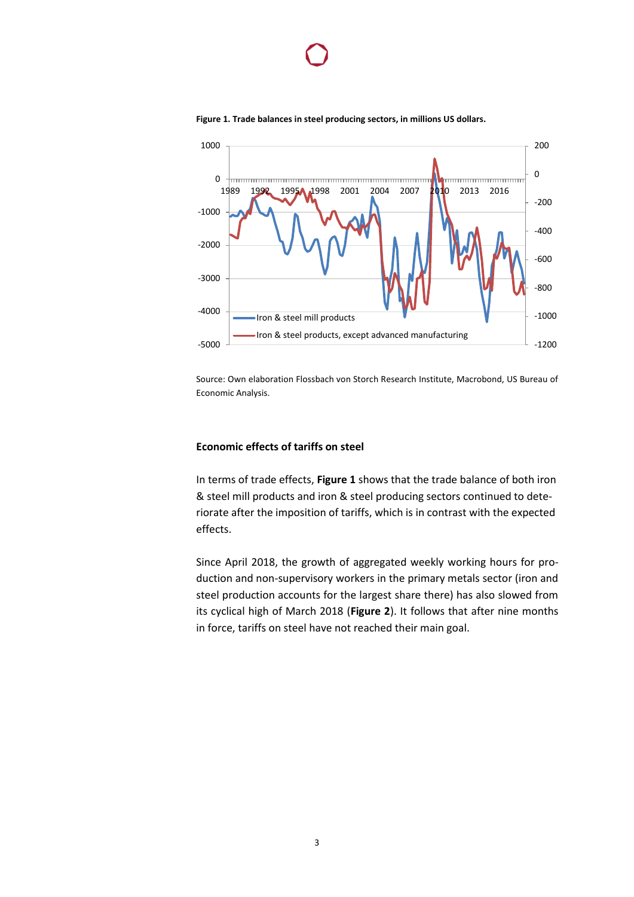**Figure 1. Trade balances in steel producing sectors, in millions US dollars.**

Source: Own elaboration Flossbach von Storch Research Institute, Macrobond, US Bureau of Economic Analysis.

**Economic effects of tariffs on steel**

In terms of trade effects, **Figure 1** shows that the trade balance of both iron & steel mill products and iron & steel producing sectors continued to deteriorate after the imposition of tariffs, which is in contrast with the expected effects.

Since April 2018, the growth of aggregated weekly working hours for production and non-supervisory workers in the primary metals sector (iron and steel production accounts for the largest share there) has also slowed from its cyclical high of March 2018 (**Figure 2**). It follows that after nine months in force, tariffs on steel have not reached their main goal.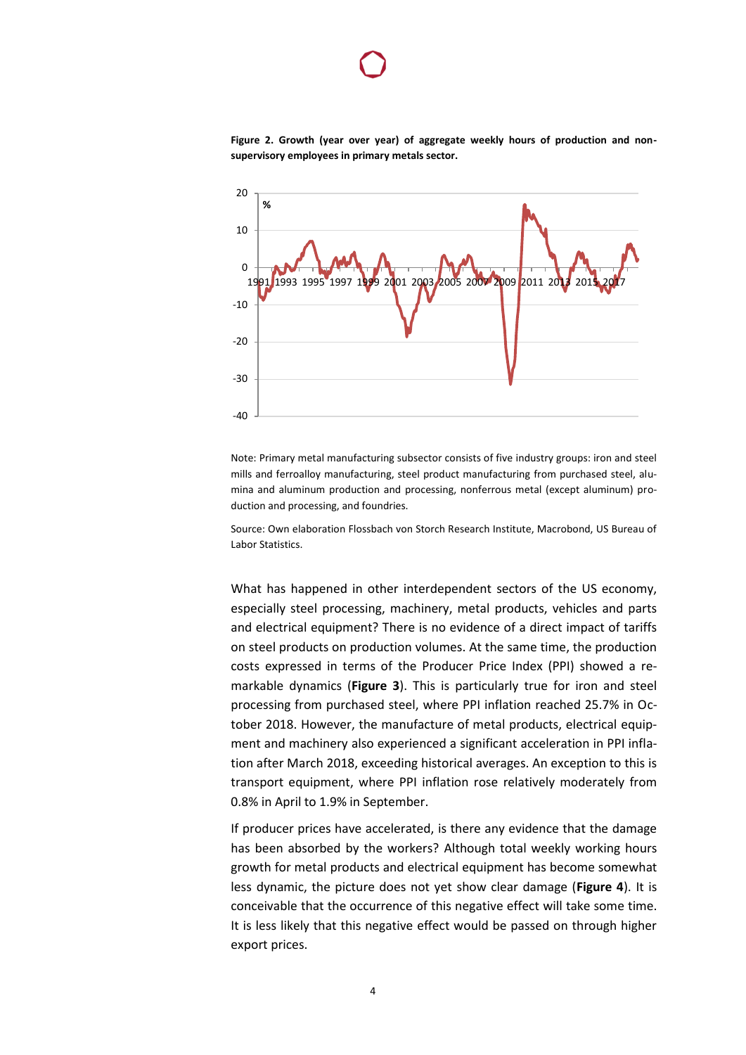**Figure 2. Growth (year over year) of aggregate weekly hours of production and non-supervisory employees in primary metals sector.**

Note: Primary metal manufacturing subsector consists of five industry groups: iron and steel mills and ferroalloy manufacturing, steel product manufacturing from purchased steel, alumina and aluminum production and processing, nonferrous metal (except aluminum) production and processing, and foundries.

Source: Own elaboration Flossbach von Storch Research Institute, Macrobond, US Bureau of Labor Statistics.

What has happened in other interdependent sectors of the US economy, especially steel processing, machinery, metal products, vehicles and parts and electrical equipment? There is no evidence of a direct impact of tariffs on steel products on production volumes. At the same time, the production costs expressed in terms of the Producer Price Index (PPI) showed a remarkable dynamics (**Figure 3**). This is particularly true for iron and steel processing from purchased steel, where PPI inflation reached 25.7% in October 2018. However, the manufacture of metal products, electrical equipment and machinery also experienced a significant acceleration in PPI inflation after March 2018, exceeding historical averages. An exception to this is transport equipment, where PPI inflation rose relatively moderately from 0.8% in April to 1.9% in September.

If producer prices have accelerated, is there any evidence that the damage has been absorbed by the workers? Although total weekly working hours growth for metal products and electrical equipment has become somewhat less dynamic, the picture does not yet show clear damage (**Figure 4**). It is conceivable that the occurrence of this negative effect will take some time. It is less likely that this negative effect would be passed on through higher export prices.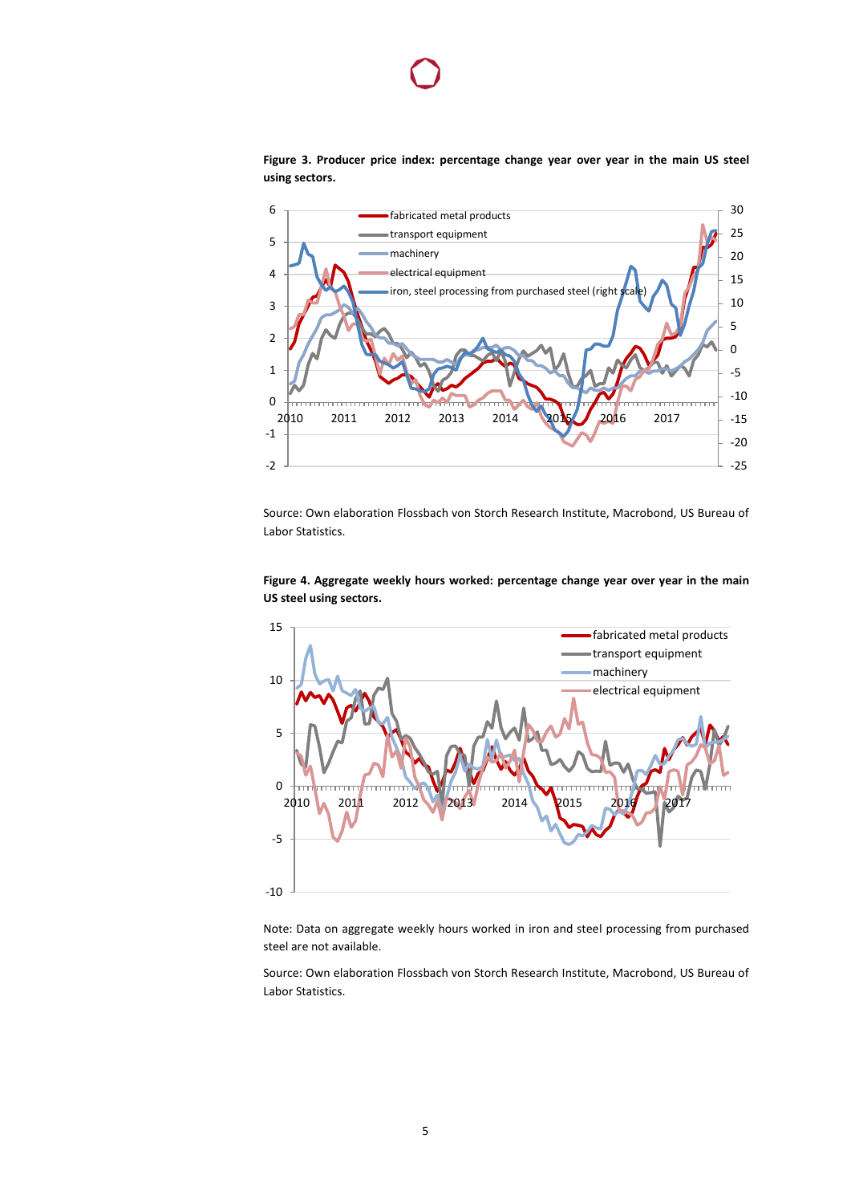**Figure 3. Producer price index: percentage change year over year in the main US steel using sectors.**

Source: Own elaboration Flossbach von Storch Research Institute, Macrobond, US Bureau of Labor Statistics.

**Figure 4. Aggregate weekly hours worked: percentage change year over year in the main US steel using sectors.**

Note: Data on aggregate weekly hours worked in iron and steel processing from purchased steel are not available.

Source: Own elaboration Flossbach von Storch Research Institute, Macrobond, US Bureau of Labor Statistics.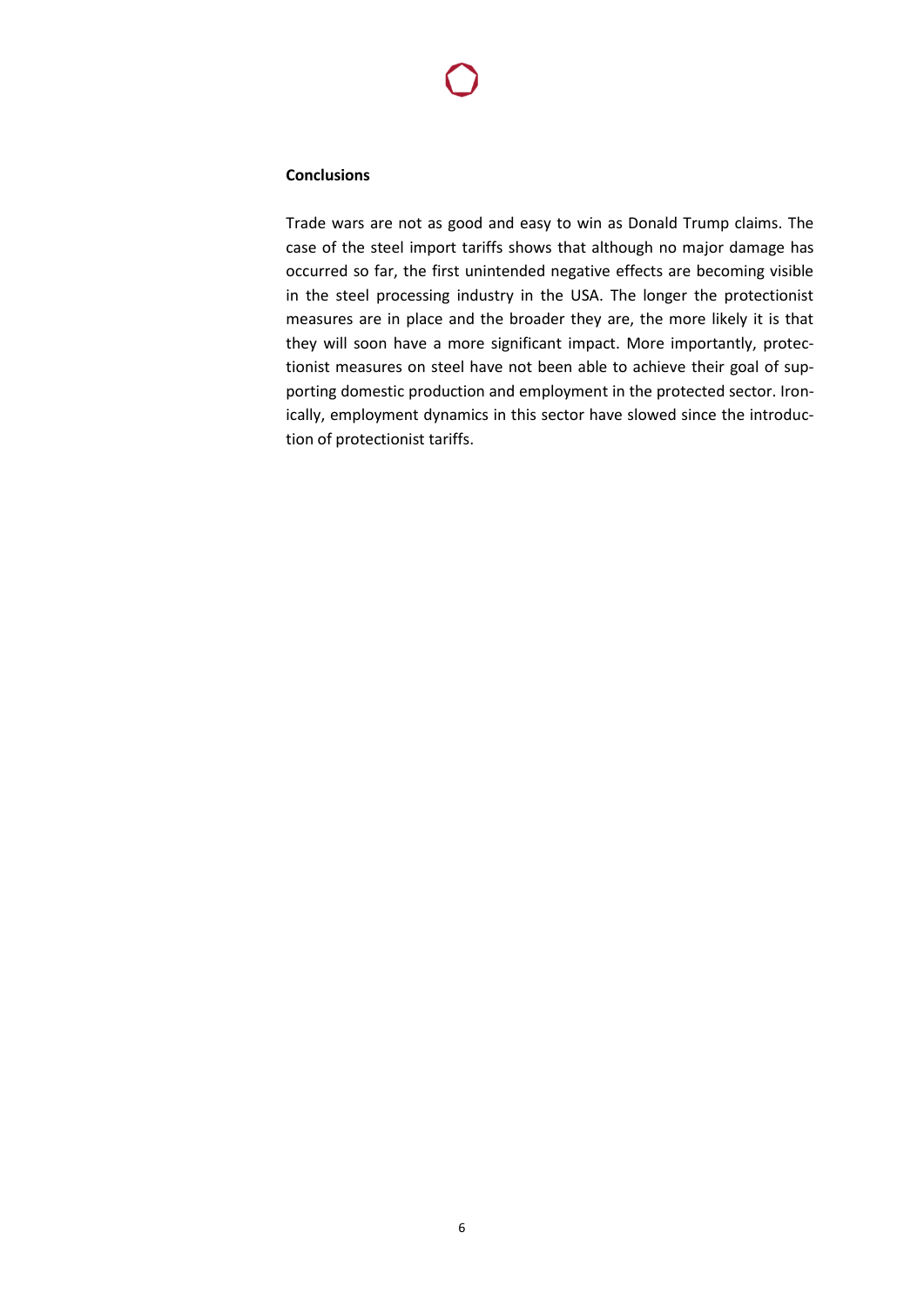## Conclusions

Trade wars are not as good and easy to win as Donald Trump claims. The case of the steel import tariffs shows that although no major damage has occurred so far, the first unintended negative effects are becoming visible in the steel processing industry in the USA. The longer the protectionist measures are in place and the broader they are, the more likely it is that they will soon have a more significant impact. More importantly, protectionist measures on steel have not been able to achieve their goal of supporting domestic production and employment in the protected sector. Ironically, employment dynamics in this sector have slowed since the introduction of protectionist tariffs.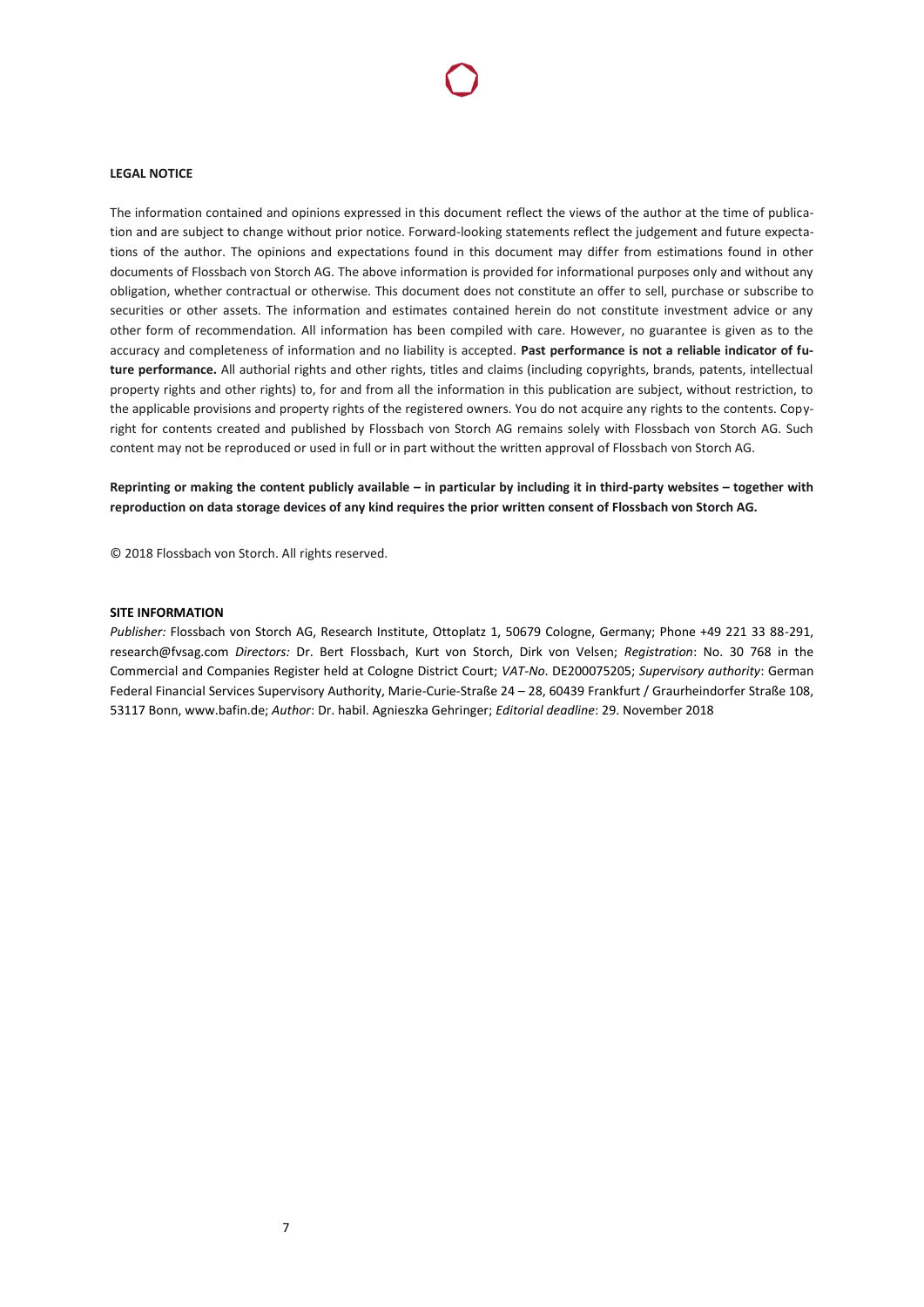**LEGAL NOTICE**

The information contained and opinions expressed in this document reflect the views of the author at the time of publication and are subject to change without prior notice. Forward-looking statements reflect the judgement and future expectations of the author. The opinions and expectations found in this document may differ from estimations found in other documents of Flossbach von Storch AG. The above information is provided for informational purposes only and without any obligation, whether contractual or otherwise. This document does not constitute an offer to sell, purchase or subscribe to securities or other assets. The information and estimates contained herein do not constitute investment advice or any other form of recommendation. All information has been compiled with care. However, no guarantee is given as to the accuracy and completeness of information and no liability is accepted. **Past performance is not a reliable indicator of future performance.** All authorial rights and other rights, titles and claims (including copyrights, brands, patents, intellectual property rights and other rights) to, for and from all the information in this publication are subject, without restriction, to the applicable provisions and property rights of the registered owners. You do not acquire any rights to the contents. Copyright for contents created and published by Flossbach von Storch AG remains solely with Flossbach von Storch AG. Such content may not be reproduced or used in full or in part without the written approval of Flossbach von Storch AG.

**Reprinting or making the content publicly available – in particular by including it in third-party websites – together with reproduction on data storage devices of any kind requires the prior written consent of Flossbach von Storch AG.**

© 2018 Flossbach von Storch. All rights reserved.

**SITE INFORMATION**

*Publisher:* Flossbach von Storch AG, Research Institute, Ottoplatz 1, 50679 Cologne, Germany; Phone +49 221 33 88-291, research@fvsag.com *Directors:* Dr. Bert Flossbach, Kurt von Storch, Dirk von Velsen; *Registration*: No. 30 768 in the Commercial and Companies Register held at Cologne District Court; *VAT-No.* DE200075205; *Supervisory authority*: German Federal Financial Services Supervisory Authority, Marie-Curie-Straße 24 – 28, 60439 Frankfurt / Graurheindorfer Straße 108, 53117 Bonn, www.bafin.de; *Author*: Dr. habil. Agnieszka Gehringer; *Editorial deadline*: 29. November 2018